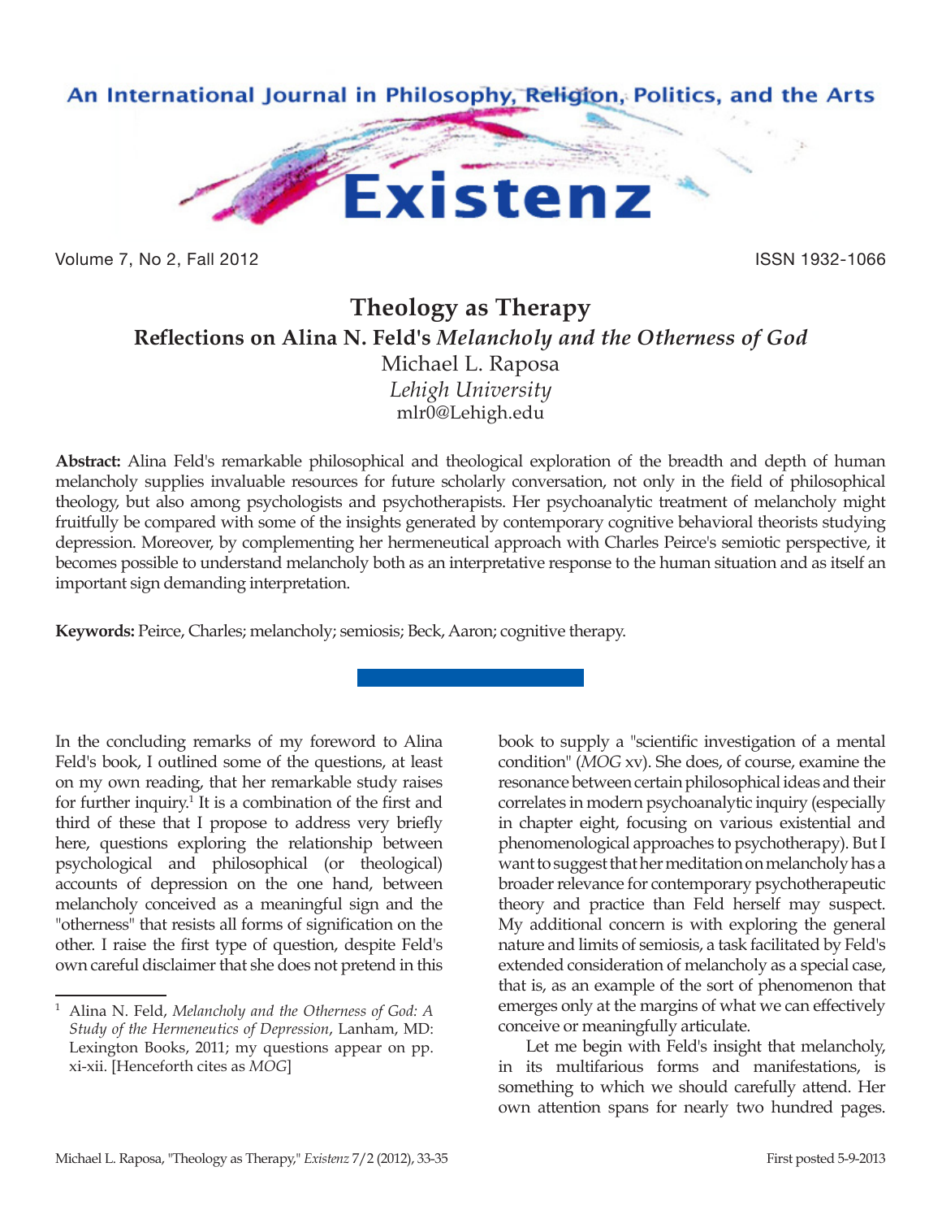# Theology as Therapy

## Reflections on Alina N. Feld's *Melancholy and the Otherness of God*

Michael L. Raposa
*Lehigh University*
mlr0@Lehigh.edu

**Abstract:** Alina Feld's remarkable philosophical and theological exploration of the breadth and depth of human melancholy supplies invaluable resources for future scholarly conversation, not only in the field of philosophical theology, but also among psychologists and psychotherapists. Her psychoanalytic treatment of melancholy might fruitfully be compared with some of the insights generated by contemporary cognitive behavioral theorists studying depression. Moreover, by complementing her hermeneutical approach with Charles Peirce's semiotic perspective, it becomes possible to understand melancholy both as an interpretative response to the human situation and as itself an important sign demanding interpretation.

**Keywords:** Peirce, Charles; melancholy; semiosis; Beck, Aaron; cognitive therapy.

---

In the concluding remarks of my foreword to Alina Feld's book, I outlined some of the questions, at least on my own reading, that her remarkable study raises for further inquiry.[1] It is a combination of the first and third of these that I propose to address very briefly here, questions exploring the relationship between psychological and philosophical (or theological) accounts of depression on the one hand, between melancholy conceived as a meaningful sign and the "otherness" that resists all forms of signification on the other. I raise the first type of question, despite Feld's own careful disclaimer that she does not pretend in this book to supply a "scientific investigation of a mental condition" (*MOG* xv). She does, of course, examine the resonance between certain philosophical ideas and their correlates in modern psychoanalytic inquiry (especially in chapter eight, focusing on various existential and phenomenological approaches to psychotherapy). But I want to suggest that her meditation on melancholy has a broader relevance for contemporary psychotherapeutic theory and practice than Feld herself may suspect. My additional concern is with exploring the general nature and limits of semiosis, a task facilitated by Feld's extended consideration of melancholy as a special case, that is, as an example of the sort of phenomenon that emerges only at the margins of what we can effectively conceive or meaningfully articulate.

Let me begin with Feld's insight that melancholy, in its multifarious forms and manifestations, is something to which we should carefully attend. Her own attention spans for nearly two hundred pages.

---

[1] Alina N. Feld, *Melancholy and the Otherness of God: A Study of the Hermeneutics of Depression*, Lanham, MD: Lexington Books, 2011; my questions appear on pp. xi-xii. [Henceforth cites as *MOG*]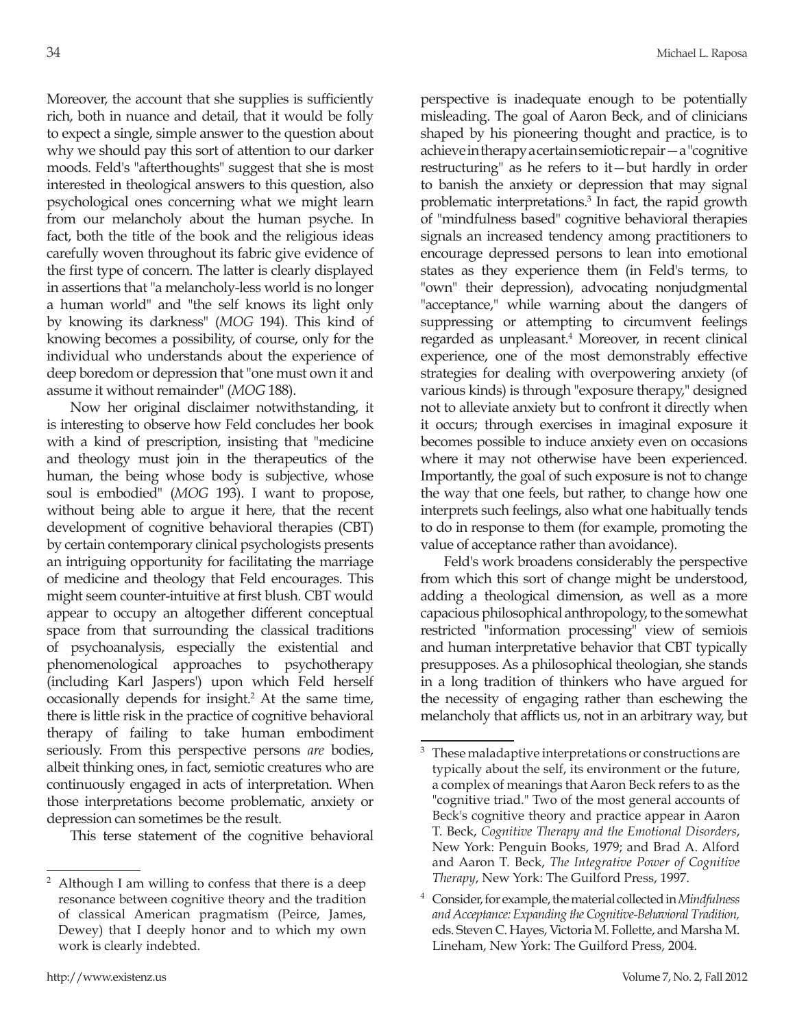Moreover, the account that she supplies is sufficiently rich, both in nuance and detail, that it would be folly to expect a single, simple answer to the question about why we should pay this sort of attention to our darker moods. Feld's "afterthoughts" suggest that she is most interested in theological answers to this question, also psychological ones concerning what we might learn from our melancholy about the human psyche. In fact, both the title of the book and the religious ideas carefully woven throughout its fabric give evidence of the first type of concern. The latter is clearly displayed in assertions that "a melancholy-less world is no longer a human world" and "the self knows its light only by knowing its darkness" (*MOG* 194). This kind of knowing becomes a possibility, of course, only for the individual who understands about the experience of deep boredom or depression that "one must own it and assume it without remainder" (*MOG* 188).

Now her original disclaimer notwithstanding, it is interesting to observe how Feld concludes her book with a kind of prescription, insisting that "medicine and theology must join in the therapeutics of the human, the being whose body is subjective, whose soul is embodied" (*MOG* 193). I want to propose, without being able to argue it here, that the recent development of cognitive behavioral therapies (CBT) by certain contemporary clinical psychologists presents an intriguing opportunity for facilitating the marriage of medicine and theology that Feld encourages. This might seem counter-intuitive at first blush. CBT would appear to occupy an altogether different conceptual space from that surrounding the classical traditions of psychoanalysis, especially the existential and phenomenological approaches to psychotherapy (including Karl Jaspers') upon which Feld herself occasionally depends for insight.[2] At the same time, there is little risk in the practice of cognitive behavioral therapy of failing to take human embodiment seriously. From this perspective persons *are* bodies, albeit thinking ones, in fact, semiotic creatures who are continuously engaged in acts of interpretation. When those interpretations become problematic, anxiety or depression can sometimes be the result.

This terse statement of the cognitive behavioral perspective is inadequate enough to be potentially misleading. The goal of Aaron Beck, and of clinicians shaped by his pioneering thought and practice, is to achieve in therapy a certain semiotic repair—a "cognitive restructuring" as he refers to it—but hardly in order to banish the anxiety or depression that may signal problematic interpretations.[3] In fact, the rapid growth of "mindfulness based" cognitive behavioral therapies signals an increased tendency among practitioners to encourage depressed persons to lean into emotional states as they experience them (in Feld's terms, to "own" their depression), advocating nonjudgmental "acceptance," while warning about the dangers of suppressing or attempting to circumvent feelings regarded as unpleasant.[4] Moreover, in recent clinical experience, one of the most demonstrably effective strategies for dealing with overpowering anxiety (of various kinds) is through "exposure therapy," designed not to alleviate anxiety but to confront it directly when it occurs; through exercises in imaginal exposure it becomes possible to induce anxiety even on occasions where it may not otherwise have been experienced. Importantly, the goal of such exposure is not to change the way that one feels, but rather, to change how one interprets such feelings, also what one habitually tends to do in response to them (for example, promoting the value of acceptance rather than avoidance).

Feld's work broadens considerably the perspective from which this sort of change might be understood, adding a theological dimension, as well as a more capacious philosophical anthropology, to the somewhat restricted "information processing" view of semiosis and human interpretative behavior that CBT typically presupposes. As a philosophical theologian, she stands in a long tradition of thinkers who have argued for the necessity of engaging rather than eschewing the melancholy that afflicts us, not in an arbitrary way, but

---

[2] Although I am willing to confess that there is a deep resonance between cognitive theory and the tradition of classical American pragmatism (Peirce, James, Dewey) that I deeply honor and to which my own work is clearly indebted.

[3] These maladaptive interpretations or constructions are typically about the self, its environment or the future, a complex of meanings that Aaron Beck refers to as the "cognitive triad." Two of the most general accounts of Beck's cognitive theory and practice appear in Aaron T. Beck, *Cognitive Therapy and the Emotional Disorders*, New York: Penguin Books, 1979; and Brad A. Alford and Aaron T. Beck, *The Integrative Power of Cognitive Therapy*, New York: The Guilford Press, 1997.

[4] Consider, for example, the material collected in *Mindfulness and Acceptance: Expanding the Cognitive-Behavioral Tradition*, eds. Steven C. Hayes, Victoria M. Follette, and Marsha M. Lineham, New York: The Guilford Press, 2004.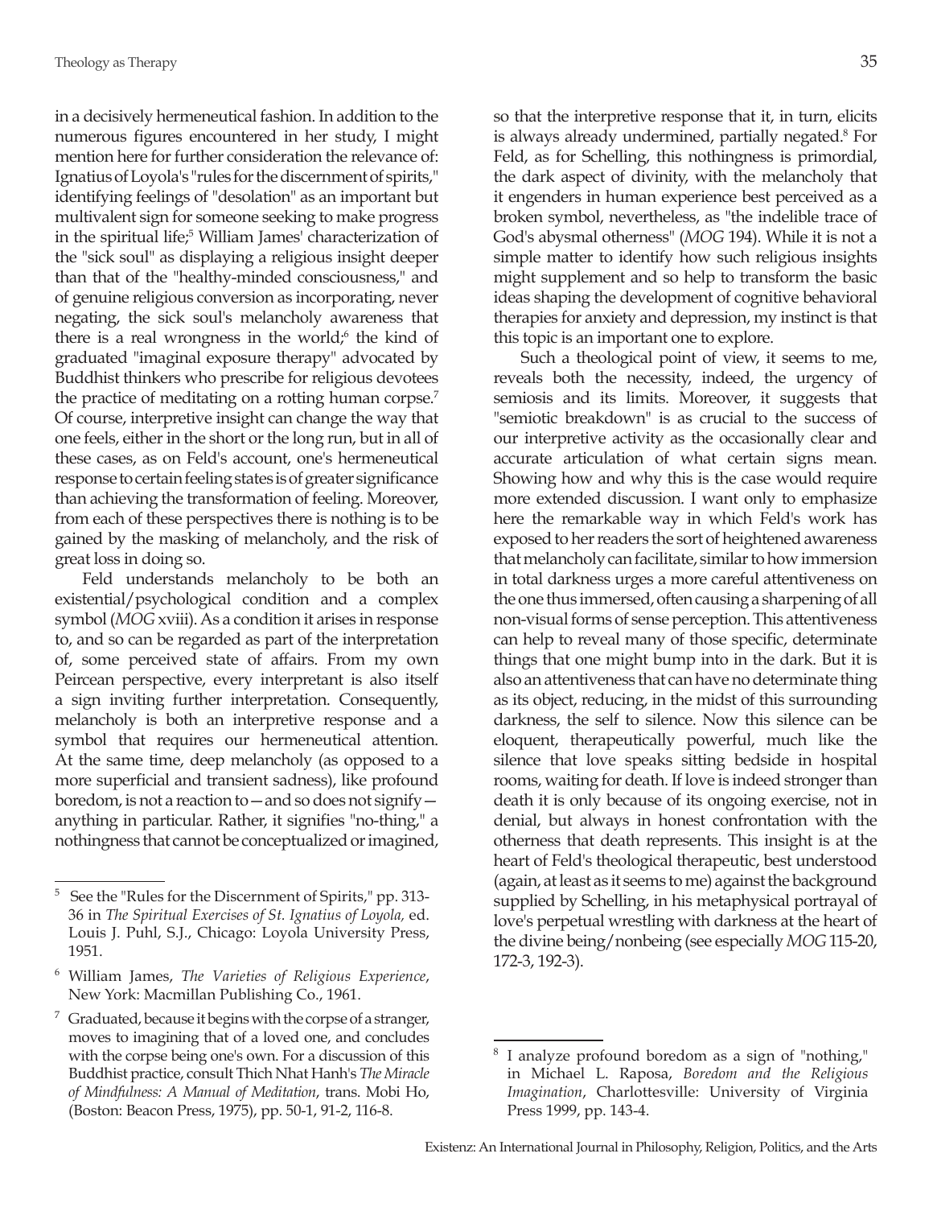in a decisively hermeneutical fashion. In addition to the numerous figures encountered in her study, I might mention here for further consideration the relevance of: Ignatius of Loyola's "rules for the discernment of spirits," identifying feelings of "desolation" as an important but multivalent sign for someone seeking to make progress in the spiritual life;[5] William James' characterization of the "sick soul" as displaying a religious insight deeper than that of the "healthy-minded consciousness," and of genuine religious conversion as incorporating, never negating, the sick soul's melancholy awareness that there is a real wrongness in the world;[6] the kind of graduated "imaginal exposure therapy" advocated by Buddhist thinkers who prescribe for religious devotees the practice of meditating on a rotting human corpse.[7] Of course, interpretive insight can change the way that one feels, either in the short or the long run, but in all of these cases, as on Feld's account, one's hermeneutical response to certain feeling states is of greater significance than achieving the transformation of feeling. Moreover, from each of these perspectives there is nothing is to be gained by the masking of melancholy, and the risk of great loss in doing so.

Feld understands melancholy to be both an existential/psychological condition and a complex symbol (*MOG* xviii). As a condition it arises in response to, and so can be regarded as part of the interpretation of, some perceived state of affairs. From my own Peircean perspective, every interpretant is also itself a sign inviting further interpretation. Consequently, melancholy is both an interpretive response and a symbol that requires our hermeneutical attention. At the same time, deep melancholy (as opposed to a more superficial and transient sadness), like profound boredom, is not a reaction to—and so does not signify—anything in particular. Rather, it signifies "no-thing," a nothingness that cannot be conceptualized or imagined, so that the interpretive response that it, in turn, elicits is always already undermined, partially negated.[8] For Feld, as for Schelling, this nothingness is primordial, the dark aspect of divinity, with the melancholy that it engenders in human experience best perceived as a broken symbol, nevertheless, as "the indelible trace of God's abysmal otherness" (*MOG* 194). While it is not a simple matter to identify how such religious insights might supplement and so help to transform the basic ideas shaping the development of cognitive behavioral therapies for anxiety and depression, my instinct is that this topic is an important one to explore.

Such a theological point of view, it seems to me, reveals both the necessity, indeed, the urgency of semiosis and its limits. Moreover, it suggests that "semiotic breakdown" is as crucial to the success of our interpretive activity as the occasionally clear and accurate articulation of what certain signs mean. Showing how and why this is the case would require more extended discussion. I want only to emphasize here the remarkable way in which Feld's work has exposed to her readers the sort of heightened awareness that melancholy can facilitate, similar to how immersion in total darkness urges a more careful attentiveness on the one thus immersed, often causing a sharpening of all non-visual forms of sense perception. This attentiveness can help to reveal many of those specific, determinate things that one might bump into in the dark. But it is also an attentiveness that can have no determinate thing as its object, reducing, in the midst of this surrounding darkness, the self to silence. Now this silence can be eloquent, therapeutically powerful, much like the silence that love speaks sitting bedside in hospital rooms, waiting for death. If love is indeed stronger than death it is only because of its ongoing exercise, not in denial, but always in honest confrontation with the otherness that death represents. This insight is at the heart of Feld's theological therapeutic, best understood (again, at least as it seems to me) against the background supplied by Schelling, in his metaphysical portrayal of love's perpetual wrestling with darkness at the heart of the divine being/nonbeing (see especially *MOG* 115-20, 172-3, 192-3).

---

[5] See the "Rules for the Discernment of Spirits," pp. 313-36 in *The Spiritual Exercises of St. Ignatius of Loyola,* ed. Louis J. Puhl, S.J., Chicago: Loyola University Press, 1951.

[6] William James, *The Varieties of Religious Experience*, New York: Macmillan Publishing Co., 1961.

[7] Graduated, because it begins with the corpse of a stranger, moves to imagining that of a loved one, and concludes with the corpse being one's own. For a discussion of this Buddhist practice, consult Thich Nhat Hanh's *The Miracle of Mindfulness: A Manual of Meditation*, trans. Mobi Ho, (Boston: Beacon Press, 1975), pp. 50-1, 91-2, 116-8.

[8] I analyze profound boredom as a sign of "nothing," in Michael L. Raposa, *Boredom and the Religious Imagination*, Charlottesville: University of Virginia Press 1999, pp. 143-4.